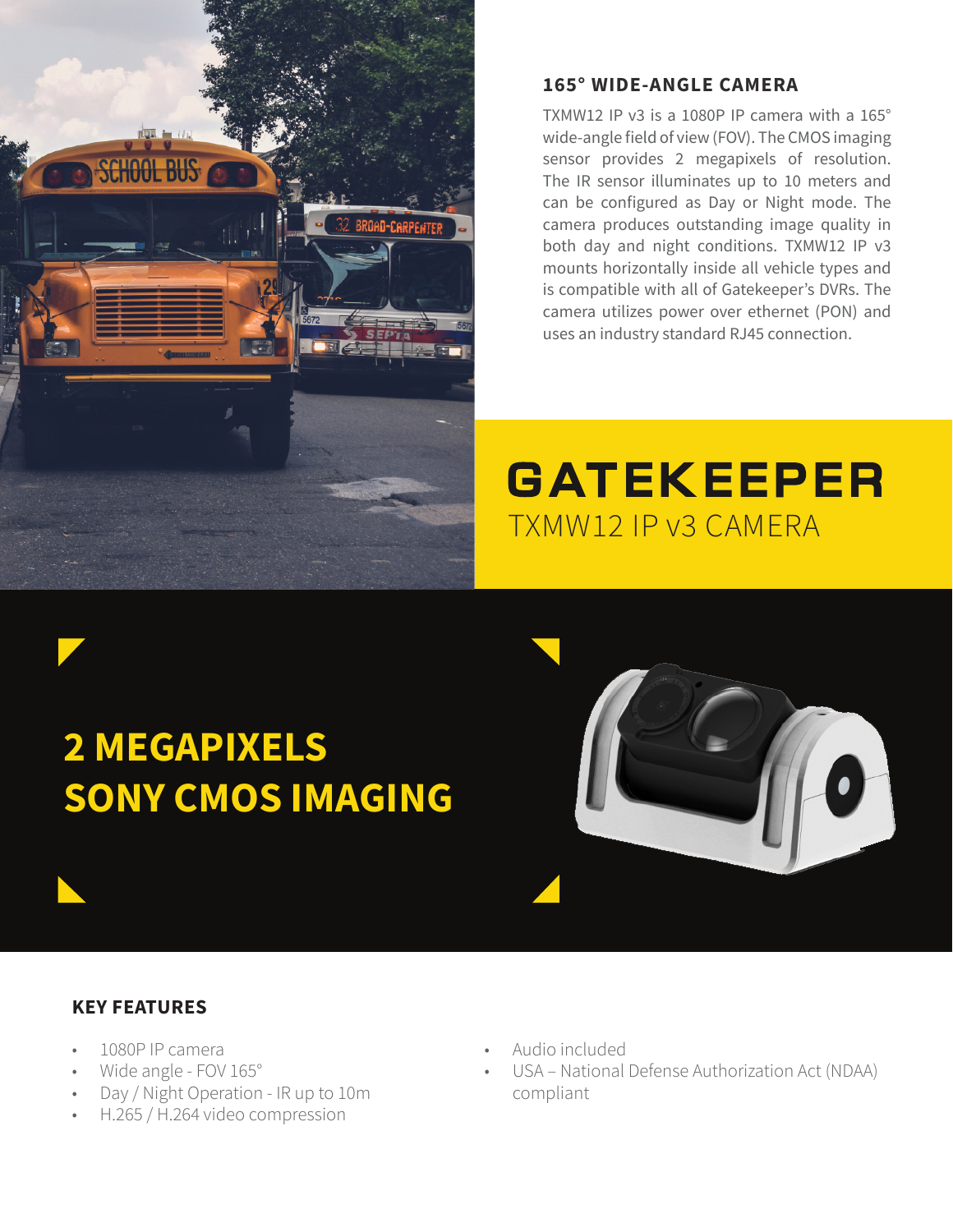## 165° WIDE-ANGLE CAMERA

TXMW12 IP v3 is a 1080P IP camera with a 165° wide-angle field of view (FOV). The CMOS imaging sensor provides 2 megapixels of resolution. The IR sensor illuminates up to 10 meters and can be configured as Day or Night mode. The camera produces outstanding image quality in both day and night conditions. TXMW12 IP v3 mounts horizontally inside all vehicle types and is compatible with all of Gatekeeper's DVRs. The camera utilizes power over ethernet (PON) and uses an industry standard RJ45 connection.

# GATEKEEPER

TXMW12 IP v3 CAMERA

## 2 MEGAPIXELS SONY CMOS IMAGING

### KEY FEATURES

- 1080P IP camera
- Wide angle - FOV 165°
- Day / Night Operation - IR up to 10m
- H.265 / H.264 video compression
- Audio included
- USA – National Defense Authorization Act (NDAA) compliant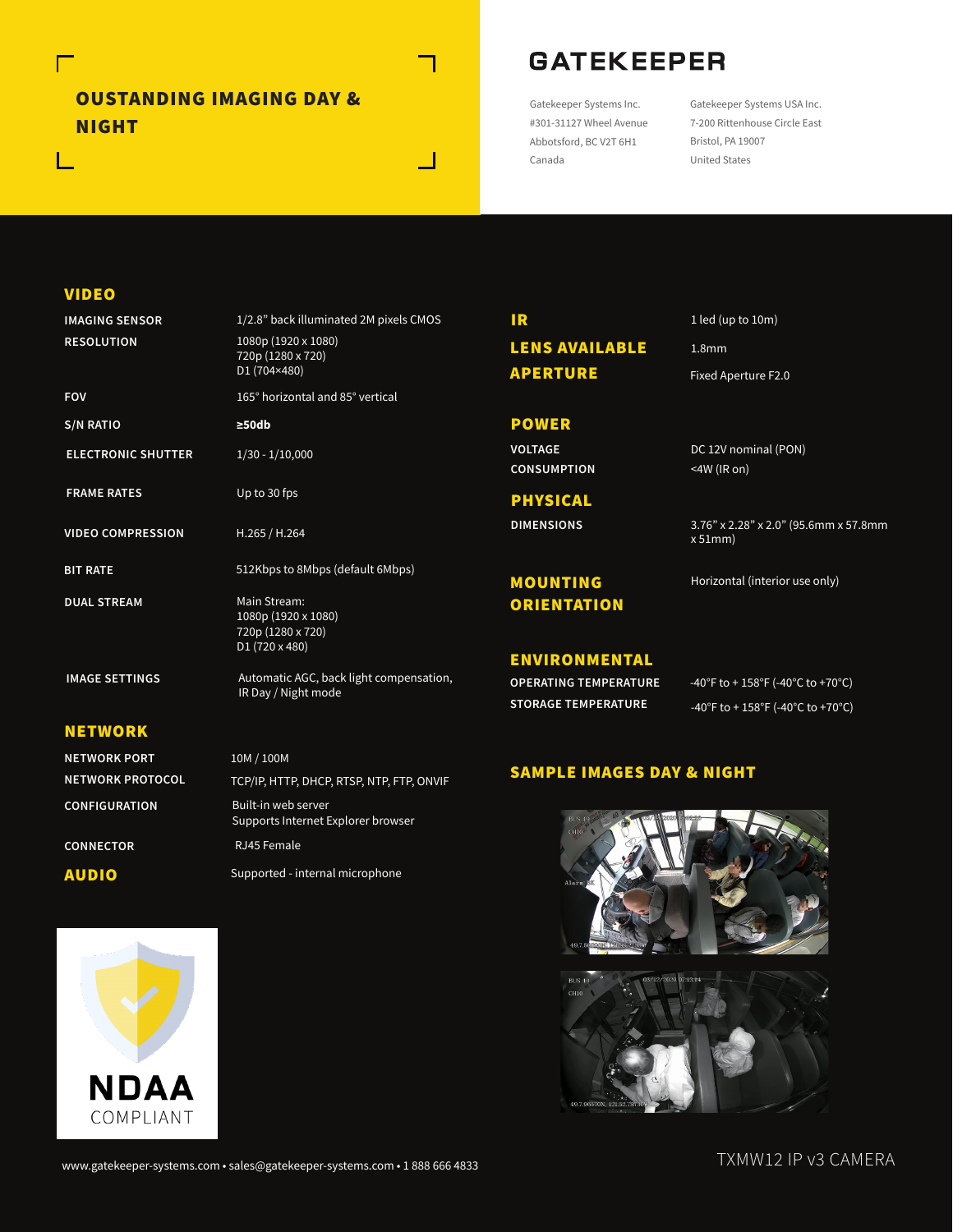**OUSTANDING IMAGING DAY & NIGHT**

# GATEKEEPER

Gatekeeper Systems Inc.
#301-31127 Wheel Avenue
Abbotsford, BC V2T 6H1
Canada

Gatekeeper Systems USA Inc.
7-200 Rittenhouse Circle East
Bristol, PA 19007
United States

## VIDEO

| | |
|---|---|
| IMAGING SENSOR | 1/2.8” back illuminated 2M pixels CMOS |
| RESOLUTION | 1080p (1920 x 1080)<br>720p (1280 x 720)<br>D1 (704×480) |
| FOV | 165° horizontal and 85° vertical |
| S/N RATIO | **≥50db** |
| ELECTRONIC SHUTTER | 1/30 - 1/10,000 |
| FRAME RATES | Up to 30 fps |
| VIDEO COMPRESSION | H.265 / H.264 |
| BIT RATE | 512Kbps to 8Mbps (default 6Mbps) |
| DUAL STREAM | Main Stream:<br>1080p (1920 x 1080)<br>720p (1280 x 720)<br>D1 (720 x 480) |
| IMAGE SETTINGS | Automatic AGC, back light compensation, IR Day / Night mode |

## NETWORK

| | |
|---|---|
| NETWORK PORT | 10M / 100M |
| NETWORK PROTOCOL | TCP/IP, HTTP, DHCP, RTSP, NTP, FTP, ONVIF |
| CONFIGURATION | Built-in web server<br>Supports Internet Explorer browser |
| CONNECTOR | RJ45 Female |

## AUDIO

Supported - internal microphone

NDAA COMPLIANT

## IR

1 led (up to 10m)

## LENS AVAILABLE

1.8mm

## APERTURE

Fixed Aperture F2.0

## POWER

| | |
|---|---|
| VOLTAGE | DC 12V nominal (PON) |
| CONSUMPTION | <4W (IR on) |

## PHYSICAL

| | |
|---|---|
| DIMENSIONS | 3.76” x 2.28” x 2.0” (95.6mm x 57.8mm x 51mm) |

## MOUNTING ORIENTATION

Horizontal (interior use only)

## ENVIRONMENTAL

| | |
|---|---|
| OPERATING TEMPERATURE | -40°F to + 158°F (-40°C to +70°C) |
| STORAGE TEMPERATURE | -40°F to + 158°F (-40°C to +70°C) |

## SAMPLE IMAGES DAY & NIGHT

www.gatekeeper-systems.com • sales@gatekeeper-systems.com • 1 888 666 4833

TXMW12 IP v3 CAMERA